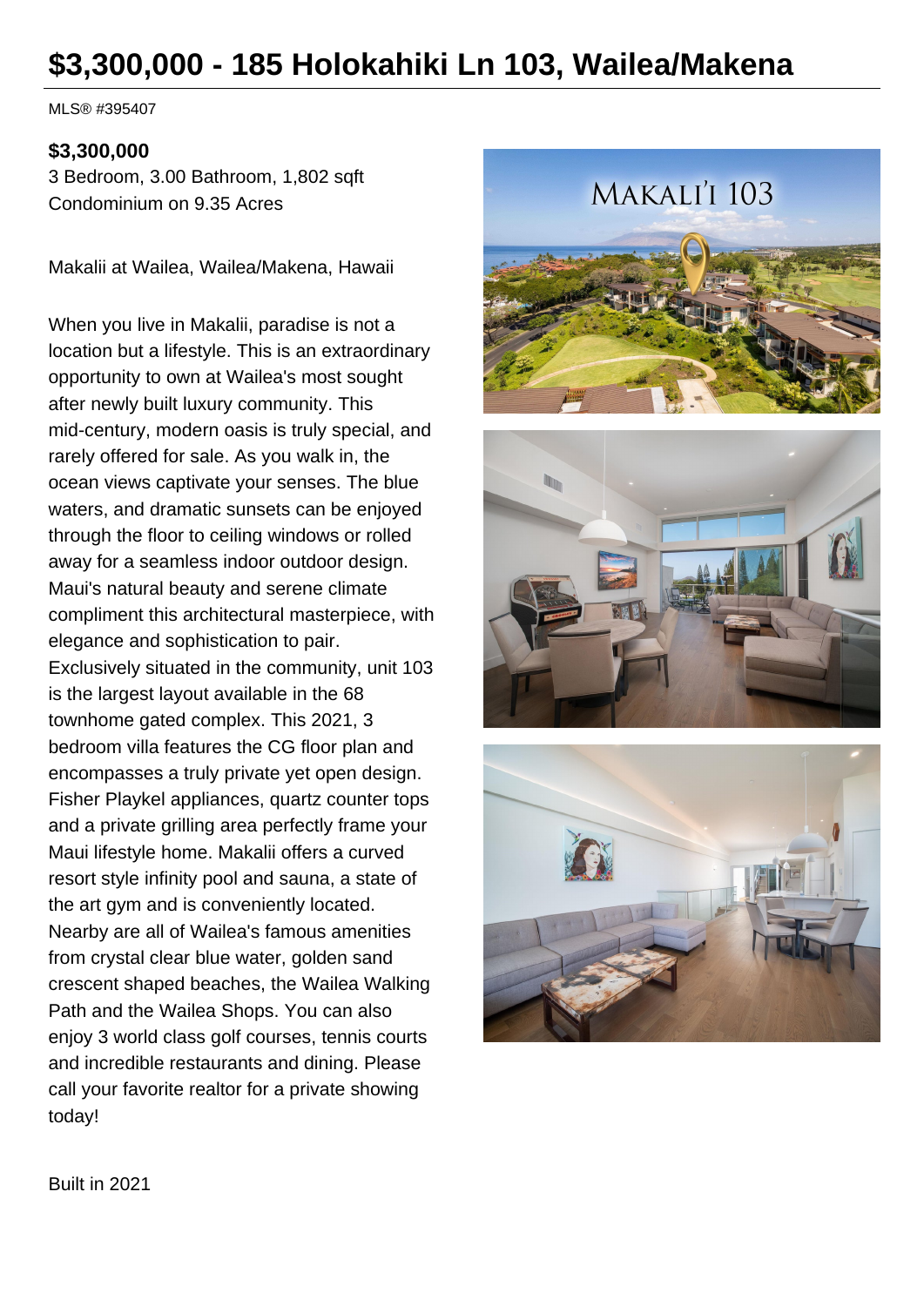# $3,300,000 - 185 Holokahiki Ln 103, Wailea/Makena

MLS® #395407

**$3,300,000**

3 Bedroom, 3.00 Bathroom, 1,802 sqft
Condominium on 9.35 Acres

Makalii at Wailea, Wailea/Makena, Hawaii

When you live in Makalii, paradise is not a location but a lifestyle. This is an extraordinary opportunity to own at Wailea's most sought after newly built luxury community. This mid-century, modern oasis is truly special, and rarely offered for sale. As you walk in, the ocean views captivate your senses. The blue waters, and dramatic sunsets can be enjoyed through the floor to ceiling windows or rolled away for a seamless indoor outdoor design. Maui's natural beauty and serene climate compliment this architectural masterpiece, with elegance and sophistication to pair. Exclusively situated in the community, unit 103 is the largest layout available in the 68 townhome gated complex. This 2021, 3 bedroom villa features the CG floor plan and encompasses a truly private yet open design. Fisher Playkel appliances, quartz counter tops and a private grilling area perfectly frame your Maui lifestyle home. Makalii offers a curved resort style infinity pool and sauna, a state of the art gym and is conveniently located. Nearby are all of Wailea's famous amenities from crystal clear blue water, golden sand crescent shaped beaches, the Wailea Walking Path and the Wailea Shops. You can also enjoy 3 world class golf courses, tennis courts and incredible restaurants and dining. Please call your favorite realtor for a private showing today!

Built in 2021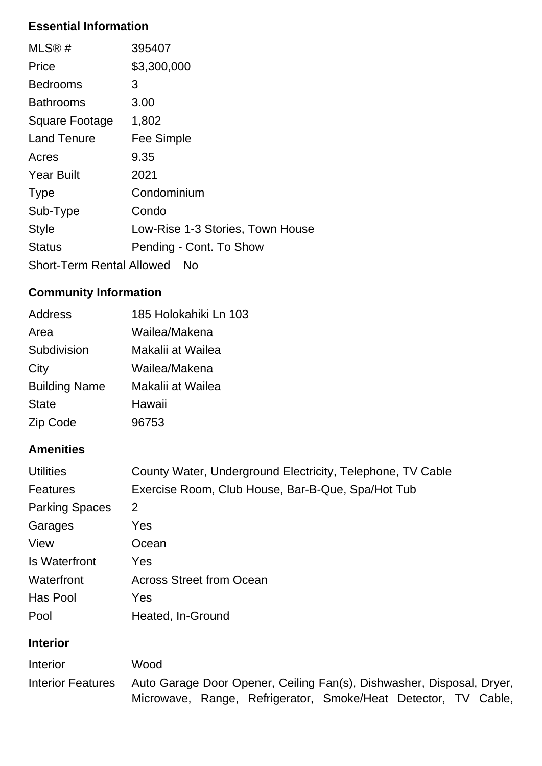## Essential Information

| | |
|---|---|
| MLS® # | 395407 |
| Price | $3,300,000 |
| Bedrooms | 3 |
| Bathrooms | 3.00 |
| Square Footage | 1,802 |
| Land Tenure | Fee Simple |
| Acres | 9.35 |
| Year Built | 2021 |
| Type | Condominium |
| Sub-Type | Condo |
| Style | Low-Rise 1-3 Stories, Town House |
| Status | Pending - Cont. To Show |
| Short-Term Rental Allowed | No |

## Community Information

| | |
|---|---|
| Address | 185 Holokahiki Ln 103 |
| Area | Wailea/Makena |
| Subdivision | Makalii at Wailea |
| City | Wailea/Makena |
| Building Name | Makalii at Wailea |
| State | Hawaii |
| Zip Code | 96753 |

## Amenities

| | |
|---|---|
| Utilities | County Water, Underground Electricity, Telephone, TV Cable |
| Features | Exercise Room, Club House, Bar-B-Que, Spa/Hot Tub |
| Parking Spaces | 2 |
| Garages | Yes |
| View | Ocean |
| Is Waterfront | Yes |
| Waterfront | Across Street from Ocean |
| Has Pool | Yes |
| Pool | Heated, In-Ground |

## Interior

| | |
|---|---|
| Interior | Wood |
| Interior Features | Auto Garage Door Opener, Ceiling Fan(s), Dishwasher, Disposal, Dryer, Microwave, Range, Refrigerator, Smoke/Heat Detector, TV Cable, |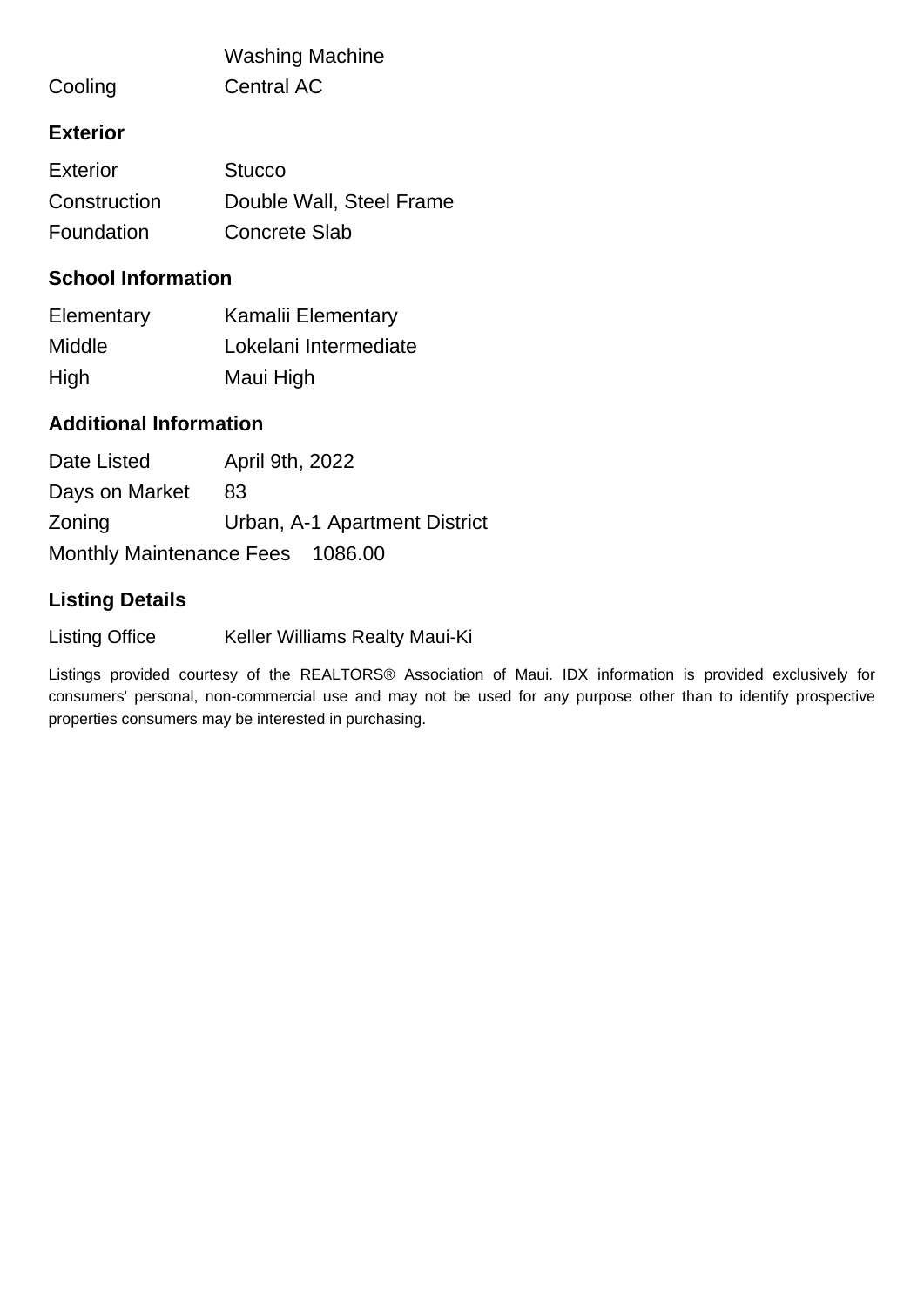| | |
|---|---|
| | Washing Machine |
| Cooling | Central AC |

### Exterior

| | |
|---|---|
| Exterior | Stucco |
| Construction | Double Wall, Steel Frame |
| Foundation | Concrete Slab |

### School Information

| | |
|---|---|
| Elementary | Kamalii Elementary |
| Middle | Lokelani Intermediate |
| High | Maui High |

### Additional Information

| | |
|---|---|
| Date Listed | April 9th, 2022 |
| Days on Market | 83 |
| Zoning | Urban, A-1 Apartment District |
| Monthly Maintenance Fees | 1086.00 |

### Listing Details

| | |
|---|---|
| Listing Office | Keller Williams Realty Maui-Ki |

Listings provided courtesy of the REALTORS® Association of Maui. IDX information is provided exclusively for consumers' personal, non-commercial use and may not be used for any purpose other than to identify prospective properties consumers may be interested in purchasing.